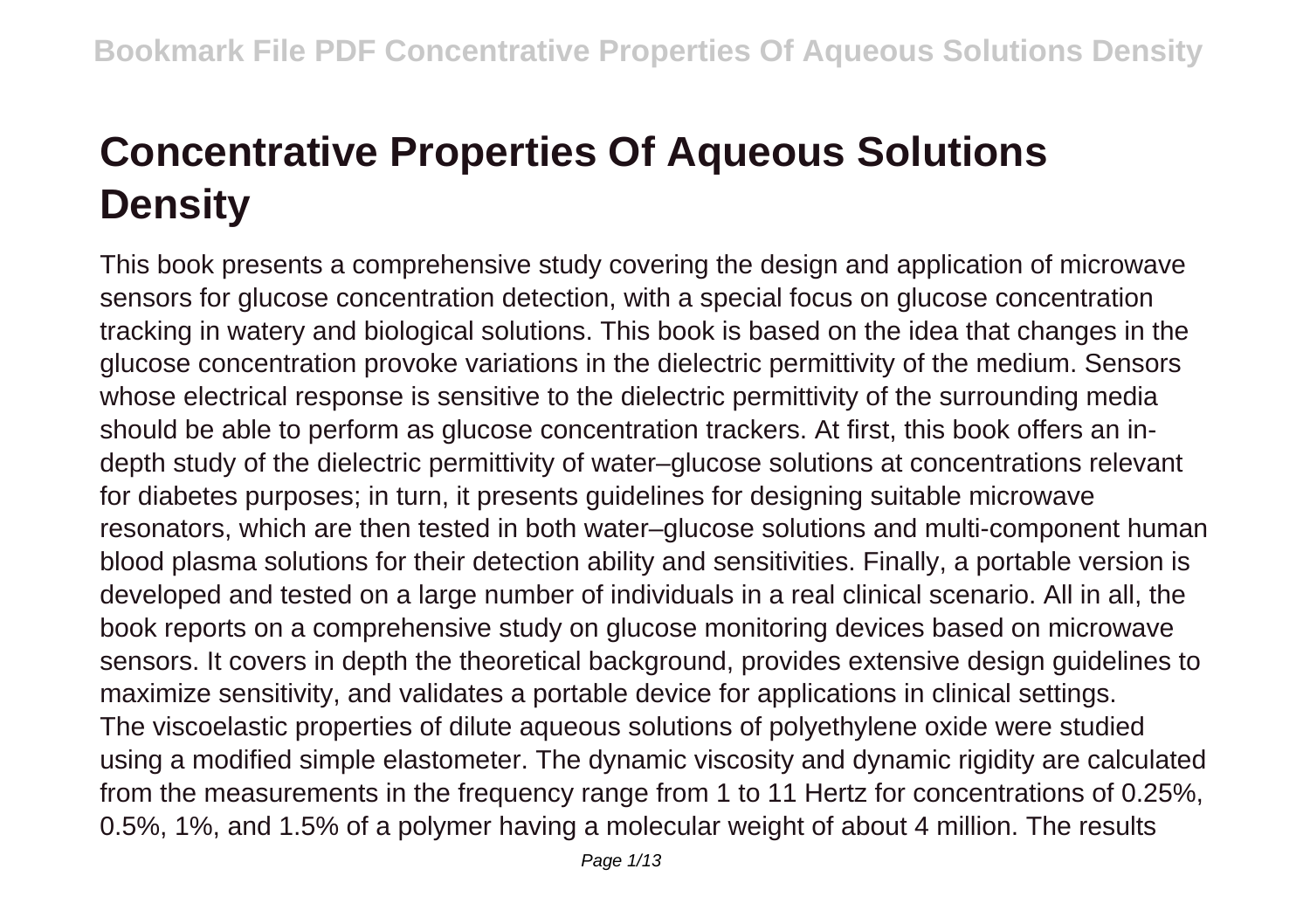# Concentrative Properties Of Aqueous Solutions Density

This book presents a comprehensive study covering the design and application of microwave sensors for glucose concentration detection, with a special focus on glucose concentration tracking in watery and biological solutions. This book is based on the idea that changes in the glucose concentration provoke variations in the dielectric permittivity of the medium. Sensors whose electrical response is sensitive to the dielectric permittivity of the surrounding media should be able to perform as glucose concentration trackers. At first, this book offers an in-depth study of the dielectric permittivity of water–glucose solutions at concentrations relevant for diabetes purposes; in turn, it presents guidelines for designing suitable microwave resonators, which are then tested in both water–glucose solutions and multi-component human blood plasma solutions for their detection ability and sensitivities. Finally, a portable version is developed and tested on a large number of individuals in a real clinical scenario. All in all, the book reports on a comprehensive study on glucose monitoring devices based on microwave sensors. It covers in depth the theoretical background, provides extensive design guidelines to maximize sensitivity, and validates a portable device for applications in clinical settings.

The viscoelastic properties of dilute aqueous solutions of polyethylene oxide were studied using a modified simple elastometer. The dynamic viscosity and dynamic rigidity are calculated from the measurements in the frequency range from 1 to 11 Hertz for concentrations of 0.25%, 0.5%, 1%, and 1.5% of a polymer having a molecular weight of about 4 million. The results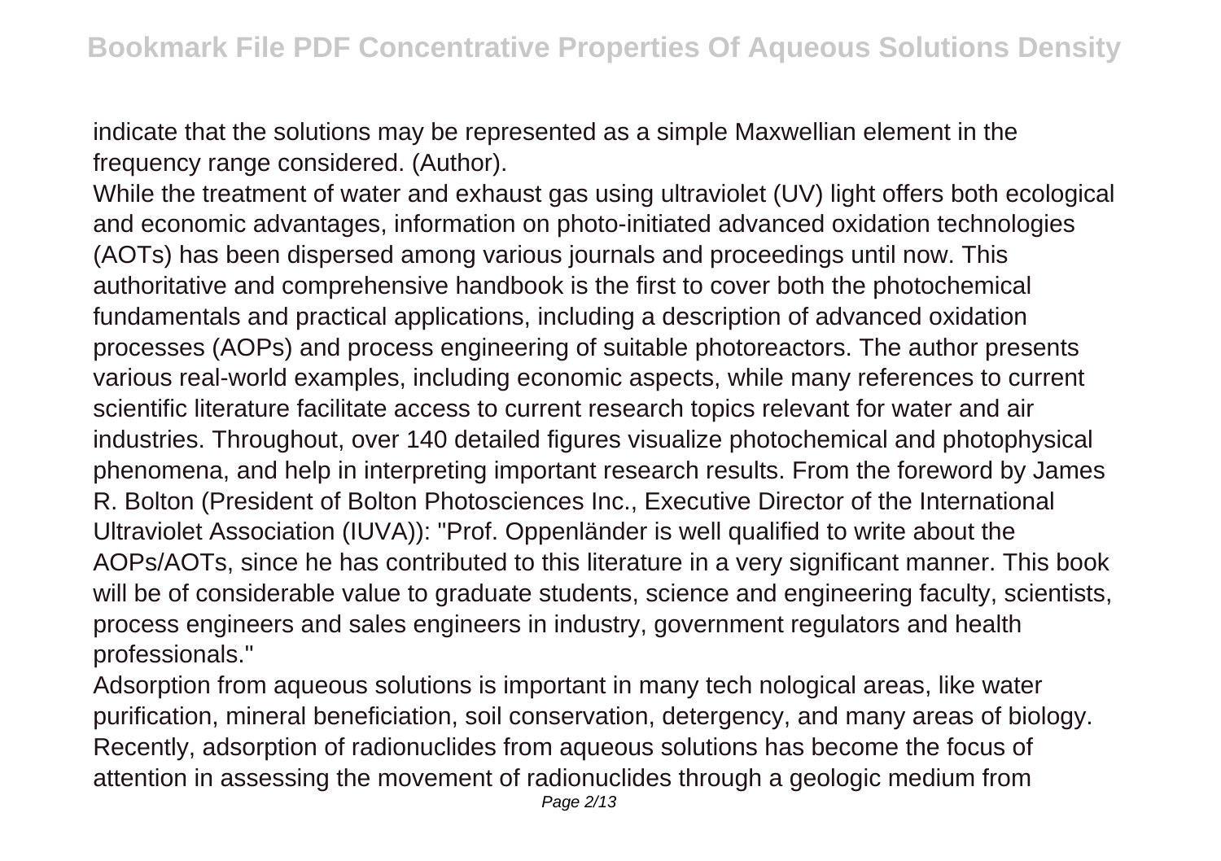indicate that the solutions may be represented as a simple Maxwellian element in the frequency range considered. (Author).

While the treatment of water and exhaust gas using ultraviolet (UV) light offers both ecological and economic advantages, information on photo-initiated advanced oxidation technologies (AOTs) has been dispersed among various journals and proceedings until now. This authoritative and comprehensive handbook is the first to cover both the photochemical fundamentals and practical applications, including a description of advanced oxidation processes (AOPs) and process engineering of suitable photoreactors. The author presents various real-world examples, including economic aspects, while many references to current scientific literature facilitate access to current research topics relevant for water and air industries. Throughout, over 140 detailed figures visualize photochemical and photophysical phenomena, and help in interpreting important research results. From the foreword by James R. Bolton (President of Bolton Photosciences Inc., Executive Director of the International Ultraviolet Association (IUVA)): "Prof. Oppenländer is well qualified to write about the AOPs/AOTs, since he has contributed to this literature in a very significant manner. This book will be of considerable value to graduate students, science and engineering faculty, scientists, process engineers and sales engineers in industry, government regulators and health professionals."

Adsorption from aqueous solutions is important in many tech nological areas, like water purification, mineral beneficiation, soil conservation, detergency, and many areas of biology. Recently, adsorption of radionuclides from aqueous solutions has become the focus of attention in assessing the movement of radionuclides through a geologic medium from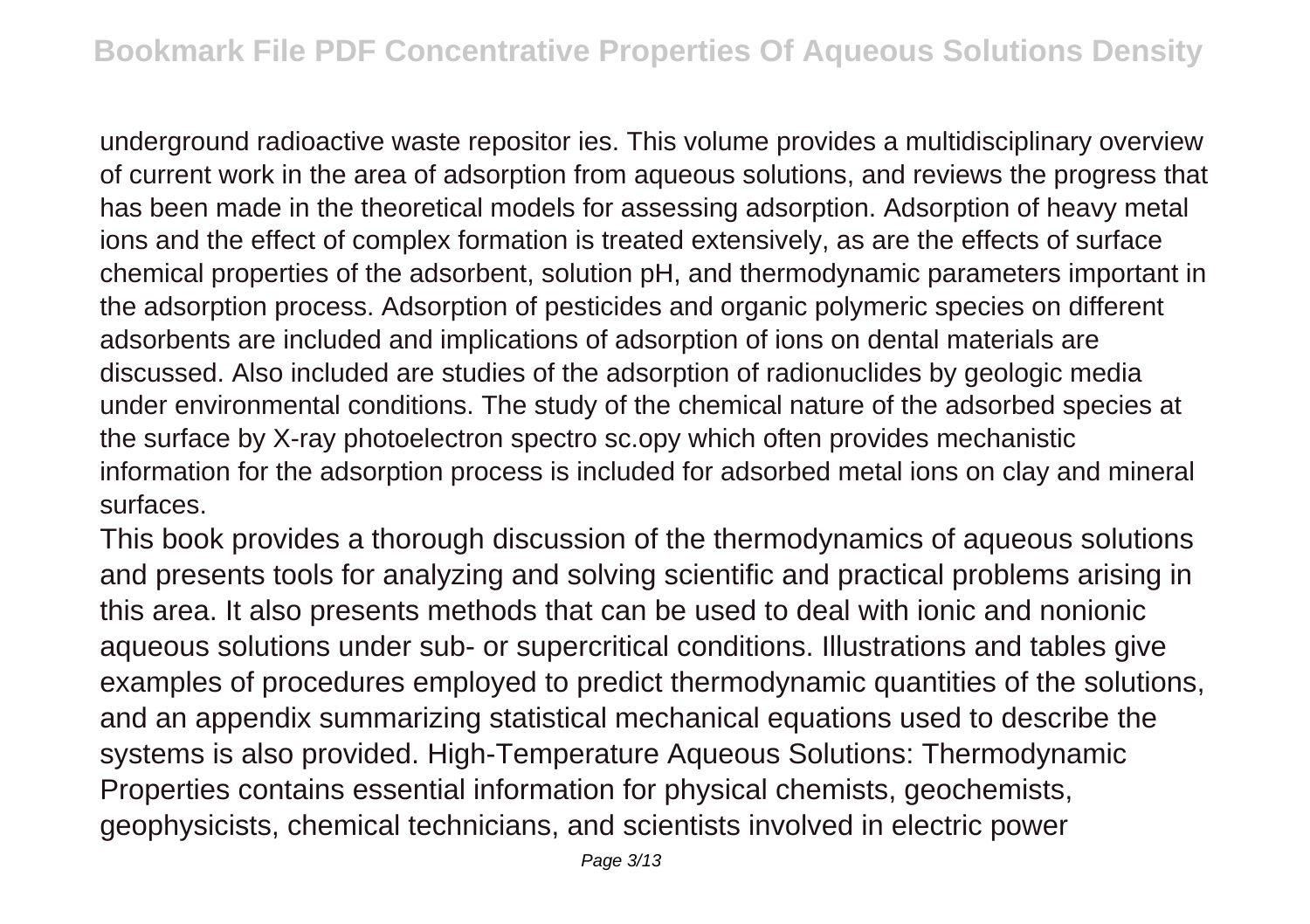underground radioactive waste repositor ies. This volume provides a multidisciplinary overview of current work in the area of adsorption from aqueous solutions, and reviews the progress that has been made in the theoretical models for assessing adsorption. Adsorption of heavy metal ions and the effect of complex formation is treated extensively, as are the effects of surface chemical properties of the adsorbent, solution pH, and thermodynamic parameters important in the adsorption process. Adsorption of pesticides and organic polymeric species on different adsorbents are included and implications of adsorption of ions on dental materials are discussed. Also included are studies of the adsorption of radionuclides by geologic media under environmental conditions. The study of the chemical nature of the adsorbed species at the surface by X-ray photoelectron spectro sc.opy which often provides mechanistic information for the adsorption process is included for adsorbed metal ions on clay and mineral surfaces.

This book provides a thorough discussion of the thermodynamics of aqueous solutions and presents tools for analyzing and solving scientific and practical problems arising in this area. It also presents methods that can be used to deal with ionic and nonionic aqueous solutions under sub- or supercritical conditions. Illustrations and tables give examples of procedures employed to predict thermodynamic quantities of the solutions, and an appendix summarizing statistical mechanical equations used to describe the systems is also provided. High-Temperature Aqueous Solutions: Thermodynamic Properties contains essential information for physical chemists, geochemists, geophysicists, chemical technicians, and scientists involved in electric power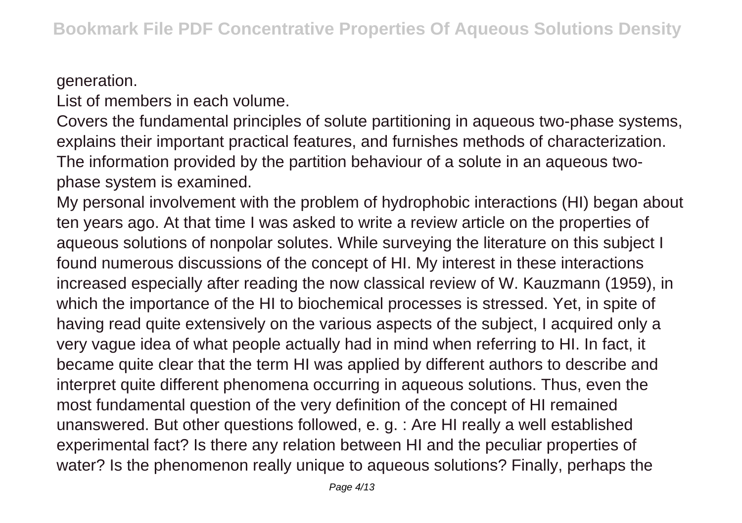generation.

List of members in each volume.

Covers the fundamental principles of solute partitioning in aqueous two-phase systems, explains their important practical features, and furnishes methods of characterization. The information provided by the partition behaviour of a solute in an aqueous two-phase system is examined.

My personal involvement with the problem of hydrophobic interactions (HI) began about ten years ago. At that time I was asked to write a review article on the properties of aqueous solutions of nonpolar solutes. While surveying the literature on this subject I found numerous discussions of the concept of HI. My interest in these interactions increased especially after reading the now classical review of W. Kauzmann (1959), in which the importance of the HI to biochemical processes is stressed. Yet, in spite of having read quite extensively on the various aspects of the subject, I acquired only a very vague idea of what people actually had in mind when referring to HI. In fact, it became quite clear that the term HI was applied by different authors to describe and interpret quite different phenomena occurring in aqueous solutions. Thus, even the most fundamental question of the very definition of the concept of HI remained unanswered. But other questions followed, e. g. : Are HI really a well established experimental fact? Is there any relation between HI and the peculiar properties of water? Is the phenomenon really unique to aqueous solutions? Finally, perhaps the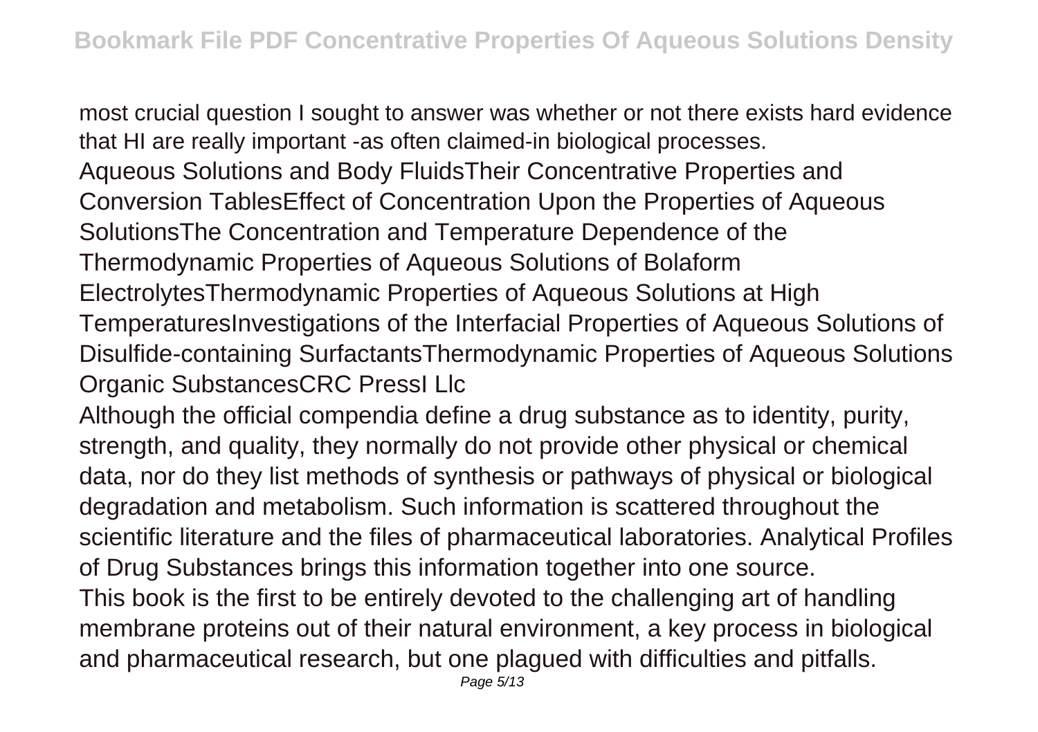most crucial question I sought to answer was whether or not there exists hard evidence that HI are really important -as often claimed-in biological processes.

Aqueous Solutions and Body FluidsTheir Concentrative Properties and Conversion TablesEffect of Concentration Upon the Properties of Aqueous SolutionsThe Concentration and Temperature Dependence of the Thermodynamic Properties of Aqueous Solutions of Bolaform ElectrolytesThermodynamic Properties of Aqueous Solutions at High TemperaturesInvestigations of the Interfacial Properties of Aqueous Solutions of Disulfide-containing SurfactantsThermodynamic Properties of Aqueous Solutions Organic SubstancesCRC PressI Llc

Although the official compendia define a drug substance as to identity, purity, strength, and quality, they normally do not provide other physical or chemical data, nor do they list methods of synthesis or pathways of physical or biological degradation and metabolism. Such information is scattered throughout the scientific literature and the files of pharmaceutical laboratories. Analytical Profiles of Drug Substances brings this information together into one source.

This book is the first to be entirely devoted to the challenging art of handling membrane proteins out of their natural environment, a key process in biological and pharmaceutical research, but one plagued with difficulties and pitfalls.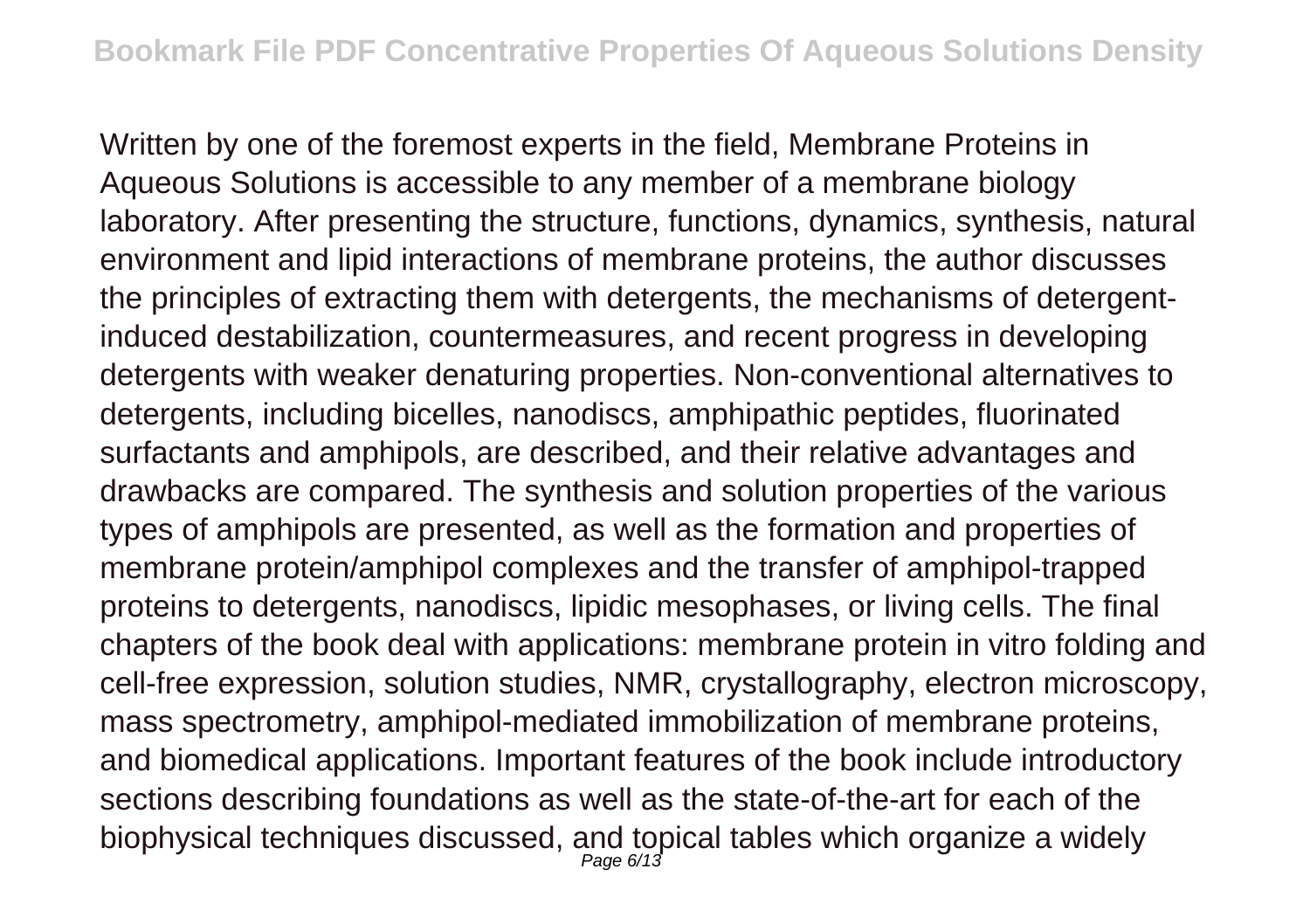Written by one of the foremost experts in the field, Membrane Proteins in Aqueous Solutions is accessible to any member of a membrane biology laboratory. After presenting the structure, functions, dynamics, synthesis, natural environment and lipid interactions of membrane proteins, the author discusses the principles of extracting them with detergents, the mechanisms of detergent-induced destabilization, countermeasures, and recent progress in developing detergents with weaker denaturing properties. Non-conventional alternatives to detergents, including bicelles, nanodiscs, amphipathic peptides, fluorinated surfactants and amphipols, are described, and their relative advantages and drawbacks are compared. The synthesis and solution properties of the various types of amphipols are presented, as well as the formation and properties of membrane protein/amphipol complexes and the transfer of amphipol-trapped proteins to detergents, nanodiscs, lipidic mesophases, or living cells. The final chapters of the book deal with applications: membrane protein in vitro folding and cell-free expression, solution studies, NMR, crystallography, electron microscopy, mass spectrometry, amphipol-mediated immobilization of membrane proteins, and biomedical applications. Important features of the book include introductory sections describing foundations as well as the state-of-the-art for each of the biophysical techniques discussed, and topical tables which organize a widely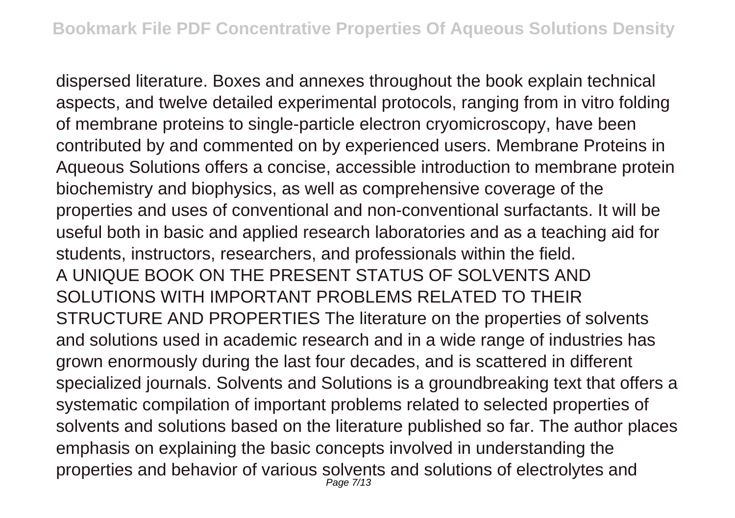dispersed literature. Boxes and annexes throughout the book explain technical aspects, and twelve detailed experimental protocols, ranging from in vitro folding of membrane proteins to single-particle electron cryomicroscopy, have been contributed by and commented on by experienced users. Membrane Proteins in Aqueous Solutions offers a concise, accessible introduction to membrane protein biochemistry and biophysics, as well as comprehensive coverage of the properties and uses of conventional and non-conventional surfactants. It will be useful both in basic and applied research laboratories and as a teaching aid for students, instructors, researchers, and professionals within the field.

A UNIQUE BOOK ON THE PRESENT STATUS OF SOLVENTS AND SOLUTIONS WITH IMPORTANT PROBLEMS RELATED TO THEIR STRUCTURE AND PROPERTIES The literature on the properties of solvents and solutions used in academic research and in a wide range of industries has grown enormously during the last four decades, and is scattered in different specialized journals. Solvents and Solutions is a groundbreaking text that offers a systematic compilation of important problems related to selected properties of solvents and solutions based on the literature published so far. The author places emphasis on explaining the basic concepts involved in understanding the properties and behavior of various solvents and solutions of electrolytes and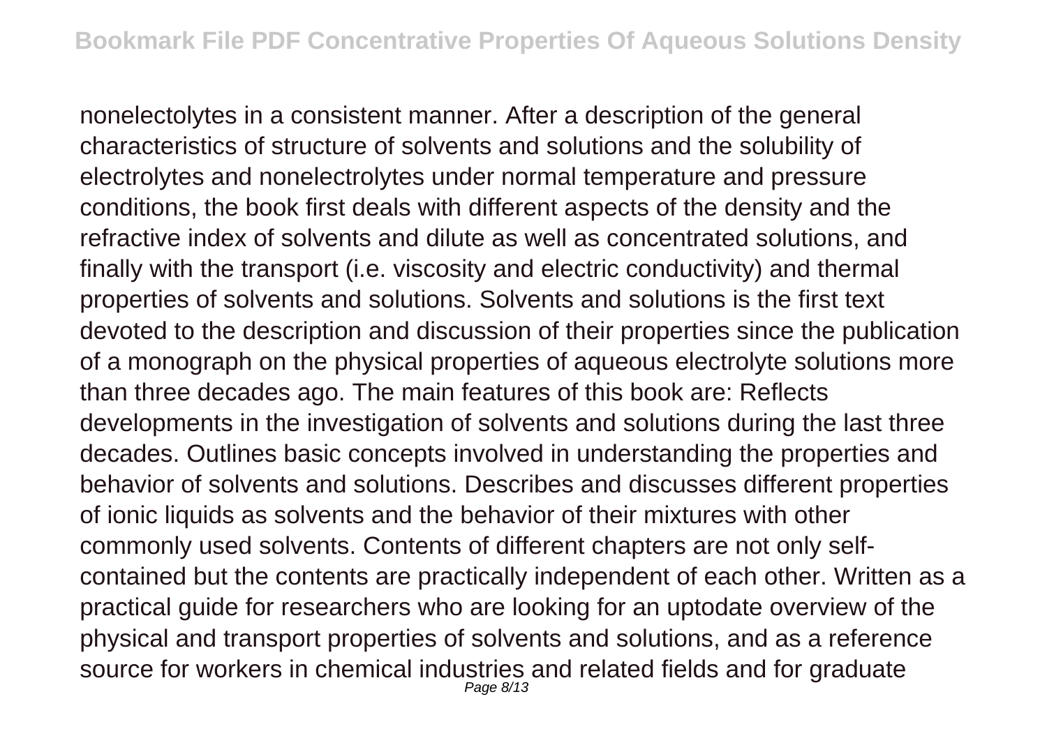nonelectolytes in a consistent manner. After a description of the general characteristics of structure of solvents and solutions and the solubility of electrolytes and nonelectrolytes under normal temperature and pressure conditions, the book first deals with different aspects of the density and the refractive index of solvents and dilute as well as concentrated solutions, and finally with the transport (i.e. viscosity and electric conductivity) and thermal properties of solvents and solutions. Solvents and solutions is the first text devoted to the description and discussion of their properties since the publication of a monograph on the physical properties of aqueous electrolyte solutions more than three decades ago. The main features of this book are: Reflects developments in the investigation of solvents and solutions during the last three decades. Outlines basic concepts involved in understanding the properties and behavior of solvents and solutions. Describes and discusses different properties of ionic liquids as solvents and the behavior of their mixtures with other commonly used solvents. Contents of different chapters are not only self-contained but the contents are practically independent of each other. Written as a practical guide for researchers who are looking for an uptodate overview of the physical and transport properties of solvents and solutions, and as a reference source for workers in chemical industries and related fields and for graduate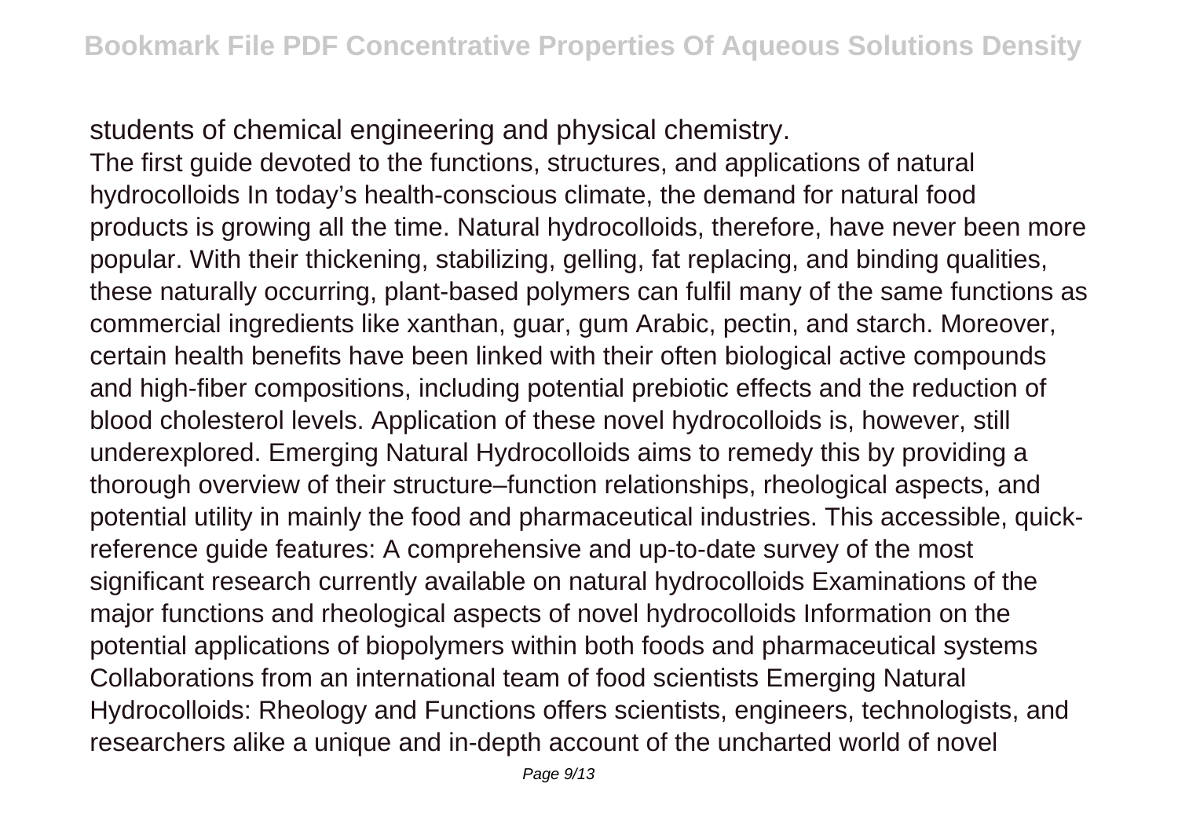students of chemical engineering and physical chemistry.

The first guide devoted to the functions, structures, and applications of natural hydrocolloids In today's health-conscious climate, the demand for natural food products is growing all the time. Natural hydrocolloids, therefore, have never been more popular. With their thickening, stabilizing, gelling, fat replacing, and binding qualities, these naturally occurring, plant-based polymers can fulfil many of the same functions as commercial ingredients like xanthan, guar, gum Arabic, pectin, and starch. Moreover, certain health benefits have been linked with their often biological active compounds and high-fiber compositions, including potential prebiotic effects and the reduction of blood cholesterol levels. Application of these novel hydrocolloids is, however, still underexplored. Emerging Natural Hydrocolloids aims to remedy this by providing a thorough overview of their structure–function relationships, rheological aspects, and potential utility in mainly the food and pharmaceutical industries. This accessible, quick-reference guide features: A comprehensive and up-to-date survey of the most significant research currently available on natural hydrocolloids Examinations of the major functions and rheological aspects of novel hydrocolloids Information on the potential applications of biopolymers within both foods and pharmaceutical systems Collaborations from an international team of food scientists Emerging Natural Hydrocolloids: Rheology and Functions offers scientists, engineers, technologists, and researchers alike a unique and in-depth account of the uncharted world of novel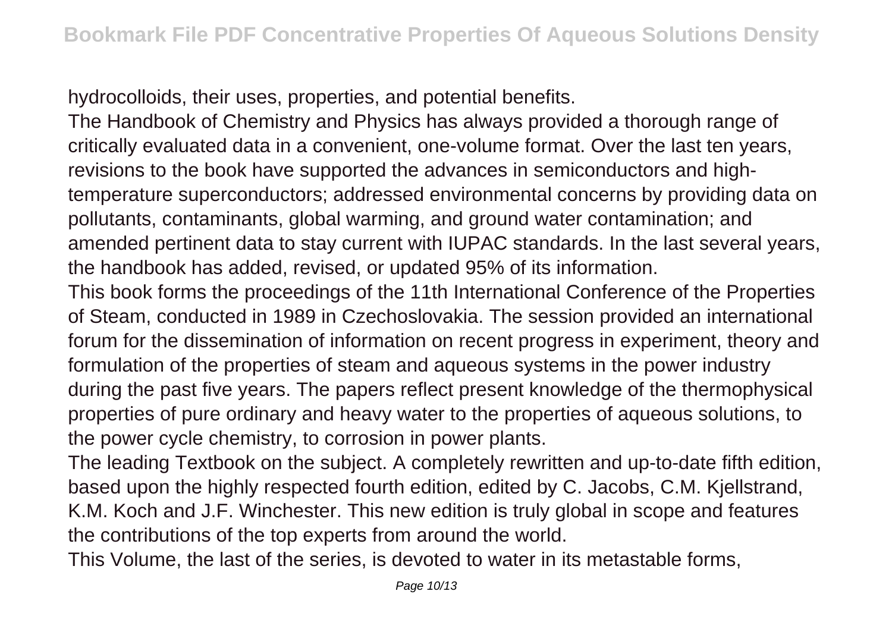hydrocolloids, their uses, properties, and potential benefits.

The Handbook of Chemistry and Physics has always provided a thorough range of critically evaluated data in a convenient, one-volume format. Over the last ten years, revisions to the book have supported the advances in semiconductors and high-temperature superconductors; addressed environmental concerns by providing data on pollutants, contaminants, global warming, and ground water contamination; and amended pertinent data to stay current with IUPAC standards. In the last several years, the handbook has added, revised, or updated 95% of its information.

This book forms the proceedings of the 11th International Conference of the Properties of Steam, conducted in 1989 in Czechoslovakia. The session provided an international forum for the dissemination of information on recent progress in experiment, theory and formulation of the properties of steam and aqueous systems in the power industry during the past five years. The papers reflect present knowledge of the thermophysical properties of pure ordinary and heavy water to the properties of aqueous solutions, to the power cycle chemistry, to corrosion in power plants.

The leading Textbook on the subject. A completely rewritten and up-to-date fifth edition, based upon the highly respected fourth edition, edited by C. Jacobs, C.M. Kjellstrand, K.M. Koch and J.F. Winchester. This new edition is truly global in scope and features the contributions of the top experts from around the world.

This Volume, the last of the series, is devoted to water in its metastable forms,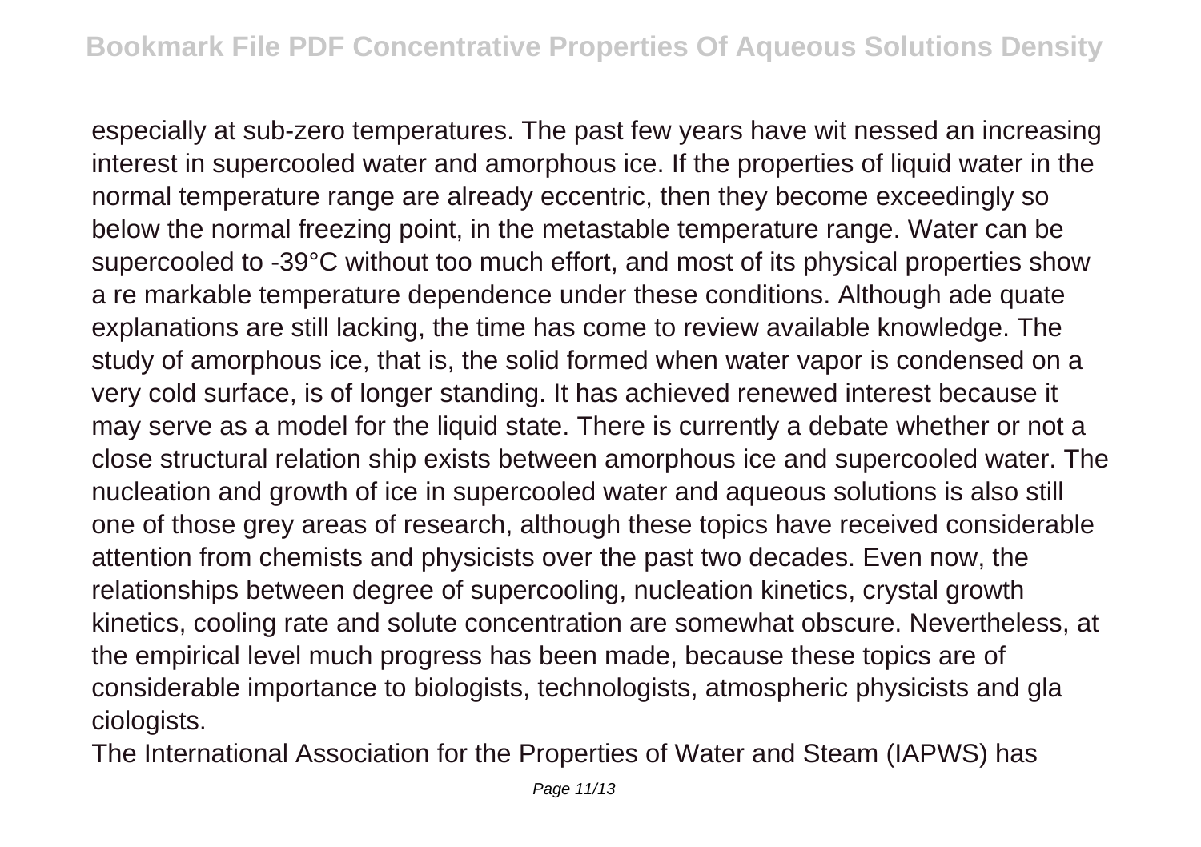especially at sub-zero temperatures. The past few years have wit nessed an increasing interest in supercooled water and amorphous ice. If the properties of liquid water in the normal temperature range are already eccentric, then they become exceedingly so below the normal freezing point, in the metastable temperature range. Water can be supercooled to -39°C without too much effort, and most of its physical properties show a re markable temperature dependence under these conditions. Although ade quate explanations are still lacking, the time has come to review available knowledge. The study of amorphous ice, that is, the solid formed when water vapor is condensed on a very cold surface, is of longer standing. It has achieved renewed interest because it may serve as a model for the liquid state. There is currently a debate whether or not a close structural relation ship exists between amorphous ice and supercooled water. The nucleation and growth of ice in supercooled water and aqueous solutions is also still one of those grey areas of research, although these topics have received considerable attention from chemists and physicists over the past two decades. Even now, the relationships between degree of supercooling, nucleation kinetics, crystal growth kinetics, cooling rate and solute concentration are somewhat obscure. Nevertheless, at the empirical level much progress has been made, because these topics are of considerable importance to biologists, technologists, atmospheric physicists and gla ciologists.

The International Association for the Properties of Water and Steam (IAPWS) has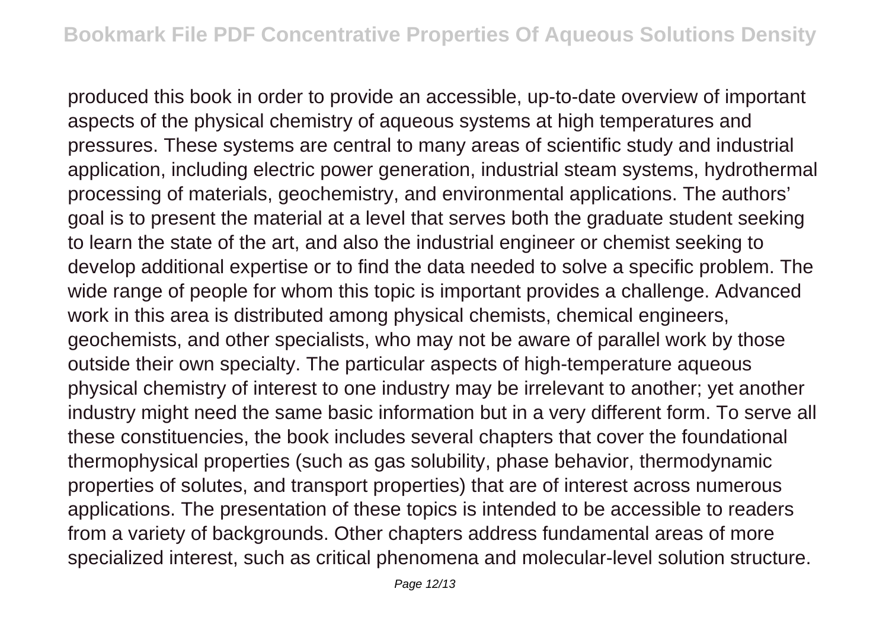produced this book in order to provide an accessible, up-to-date overview of important aspects of the physical chemistry of aqueous systems at high temperatures and pressures. These systems are central to many areas of scientific study and industrial application, including electric power generation, industrial steam systems, hydrothermal processing of materials, geochemistry, and environmental applications. The authors' goal is to present the material at a level that serves both the graduate student seeking to learn the state of the art, and also the industrial engineer or chemist seeking to develop additional expertise or to find the data needed to solve a specific problem. The wide range of people for whom this topic is important provides a challenge. Advanced work in this area is distributed among physical chemists, chemical engineers, geochemists, and other specialists, who may not be aware of parallel work by those outside their own specialty. The particular aspects of high-temperature aqueous physical chemistry of interest to one industry may be irrelevant to another; yet another industry might need the same basic information but in a very different form. To serve all these constituencies, the book includes several chapters that cover the foundational thermophysical properties (such as gas solubility, phase behavior, thermodynamic properties of solutes, and transport properties) that are of interest across numerous applications. The presentation of these topics is intended to be accessible to readers from a variety of backgrounds. Other chapters address fundamental areas of more specialized interest, such as critical phenomena and molecular-level solution structure.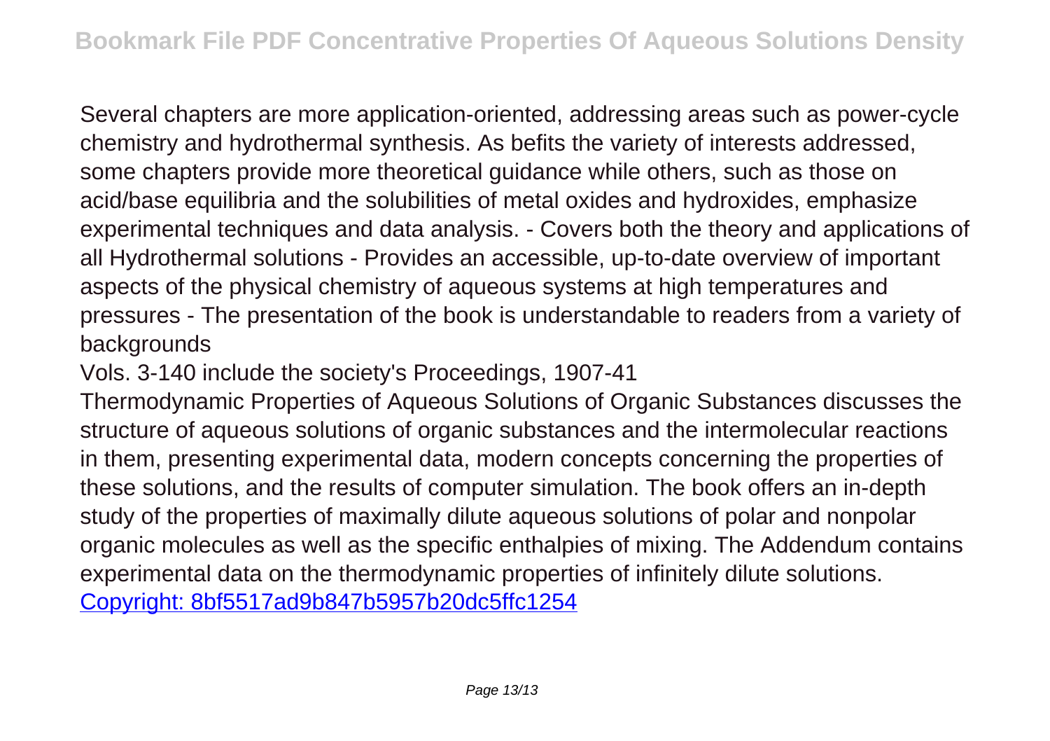Several chapters are more application-oriented, addressing areas such as power-cycle chemistry and hydrothermal synthesis. As befits the variety of interests addressed, some chapters provide more theoretical guidance while others, such as those on acid/base equilibria and the solubilities of metal oxides and hydroxides, emphasize experimental techniques and data analysis. - Covers both the theory and applications of all Hydrothermal solutions - Provides an accessible, up-to-date overview of important aspects of the physical chemistry of aqueous systems at high temperatures and pressures - The presentation of the book is understandable to readers from a variety of backgrounds

Vols. 3-140 include the society's Proceedings, 1907-41

Thermodynamic Properties of Aqueous Solutions of Organic Substances discusses the structure of aqueous solutions of organic substances and the intermolecular reactions in them, presenting experimental data, modern concepts concerning the properties of these solutions, and the results of computer simulation. The book offers an in-depth study of the properties of maximally dilute aqueous solutions of polar and nonpolar organic molecules as well as the specific enthalpies of mixing. The Addendum contains experimental data on the thermodynamic properties of infinitely dilute solutions.

Copyright: 8bf5517ad9b847b5957b20dc5ffc1254